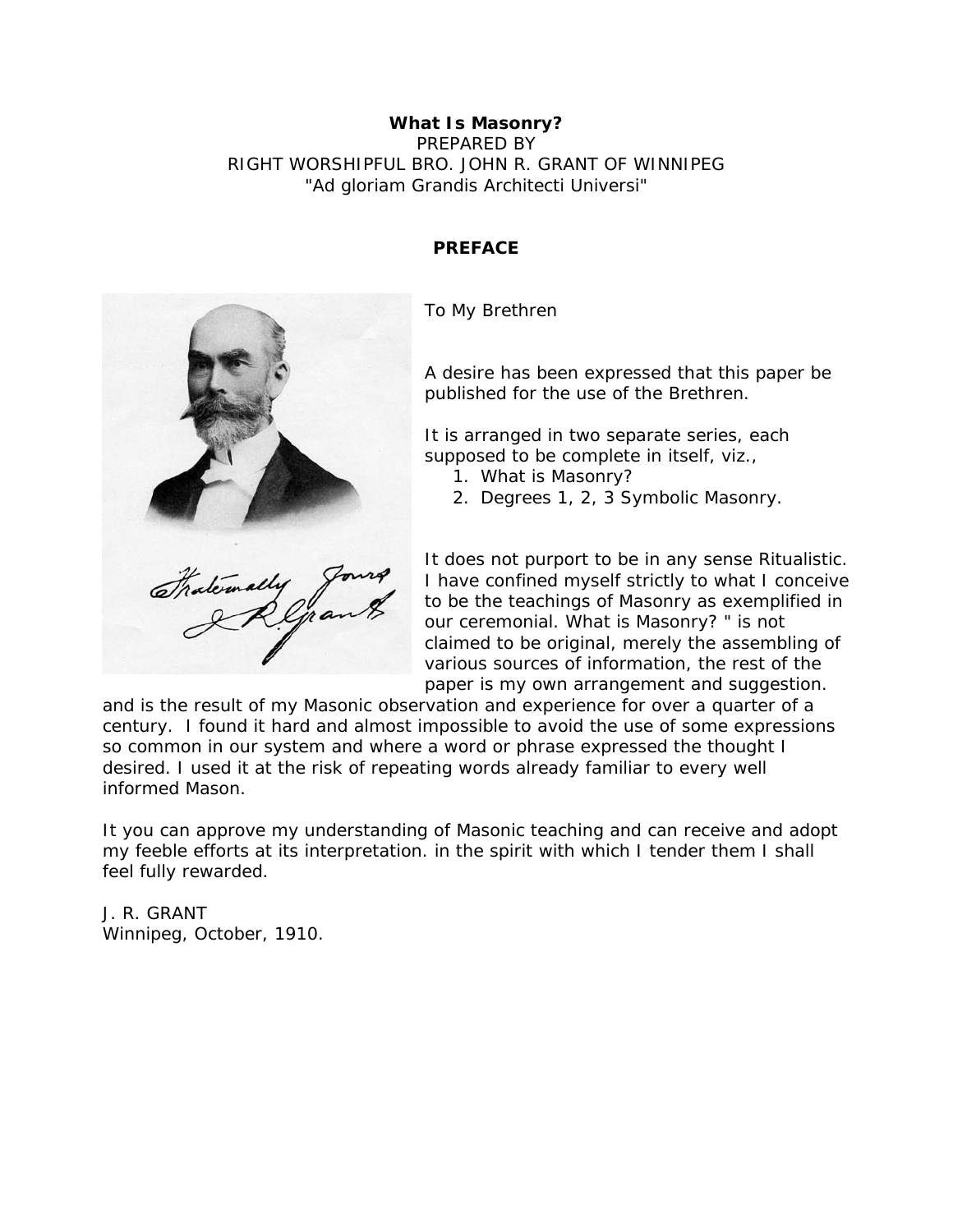**What Is Masonry?**

PREPARED BY

RIGHT WORSHIPFUL BRO. JOHN R. GRANT OF WINNIPEG

"Ad gloriam Grandis Architecti Universi"

## PREFACE

To My Brethren

A desire has been expressed that this paper be published for the use of the Brethren.

It is arranged in two separate series, each supposed to be complete in itself, viz.,

1. What is Masonry?
2. Degrees 1, 2, 3 Symbolic Masonry.

It does not purport to be in any sense Ritualistic. I have confined myself strictly to what I conceive to be the teachings of Masonry as exemplified in our ceremonial. What is Masonry? " is not claimed to be original, merely the assembling of various sources of information, the rest of the paper is my own arrangement and suggestion. and is the result of my Masonic observation and experience for over a quarter of a century. I found it hard and almost impossible to avoid the use of some expressions so common in our system and where a word or phrase expressed the thought I desired. I used it at the risk of repeating words already familiar to every well informed Mason.

It you can approve my understanding of Masonic teaching and can receive and adopt my feeble efforts at its interpretation. in the spirit with which I tender them I shall feel fully rewarded.

J. R. GRANT

Winnipeg, October, 1910.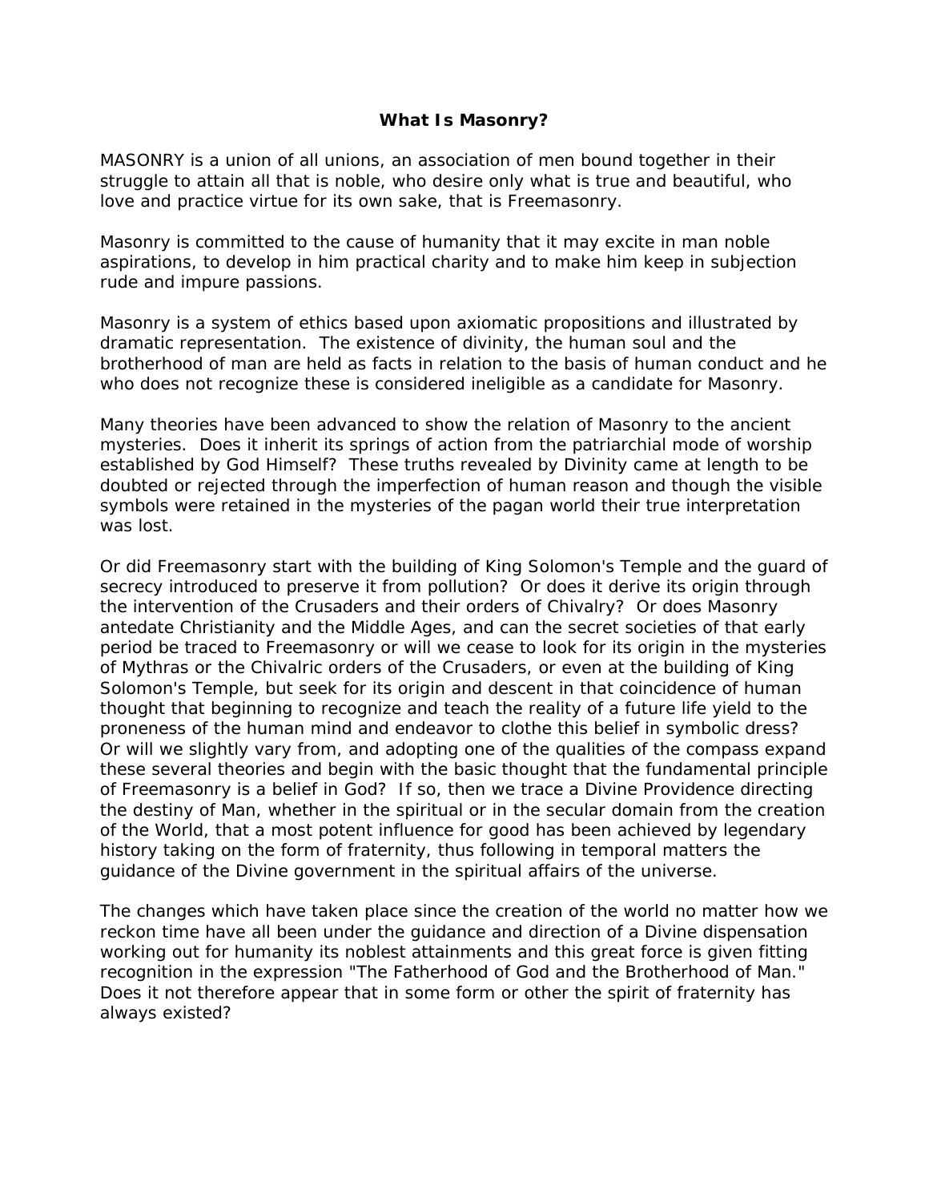## What Is Masonry?

MASONRY is a union of all unions, an association of men bound together in their struggle to attain all that is noble, who desire only what is true and beautiful, who love and practice virtue for its own sake, that is Freemasonry.

Masonry is committed to the cause of humanity that it may excite in man noble aspirations, to develop in him practical charity and to make him keep in subjection rude and impure passions.

Masonry is a system of ethics based upon axiomatic propositions and illustrated by dramatic representation. The existence of divinity, the human soul and the brotherhood of man are held as facts in relation to the basis of human conduct and he who does not recognize these is considered ineligible as a candidate for Masonry.

Many theories have been advanced to show the relation of Masonry to the ancient mysteries. Does it inherit its springs of action from the patriarchial mode of worship established by God Himself? These truths revealed by Divinity came at length to be doubted or rejected through the imperfection of human reason and though the visible symbols were retained in the mysteries of the pagan world their true interpretation was lost.

Or did Freemasonry start with the building of King Solomon's Temple and the guard of secrecy introduced to preserve it from pollution? Or does it derive its origin through the intervention of the Crusaders and their orders of Chivalry? Or does Masonry antedate Christianity and the Middle Ages, and can the secret societies of that early period be traced to Freemasonry or will we cease to look for its origin in the mysteries of Mythras or the Chivalric orders of the Crusaders, or even at the building of King Solomon's Temple, but seek for its origin and descent in that coincidence of human thought that beginning to recognize and teach the reality of a future life yield to the proneness of the human mind and endeavor to clothe this belief in symbolic dress? Or will we slightly vary from, and adopting one of the qualities of the compass expand these several theories and begin with the basic thought that the fundamental principle of Freemasonry is a belief in God? If so, then we trace a Divine Providence directing the destiny of Man, whether in the spiritual or in the secular domain from the creation of the World, that a most potent influence for good has been achieved by legendary history taking on the form of fraternity, thus following in temporal matters the guidance of the Divine government in the spiritual affairs of the universe.

The changes which have taken place since the creation of the world no matter how we reckon time have all been under the guidance and direction of a Divine dispensation working out for humanity its noblest attainments and this great force is given fitting recognition in the expression "The Fatherhood of God and the Brotherhood of Man." Does it not therefore appear that in some form or other the spirit of fraternity has always existed?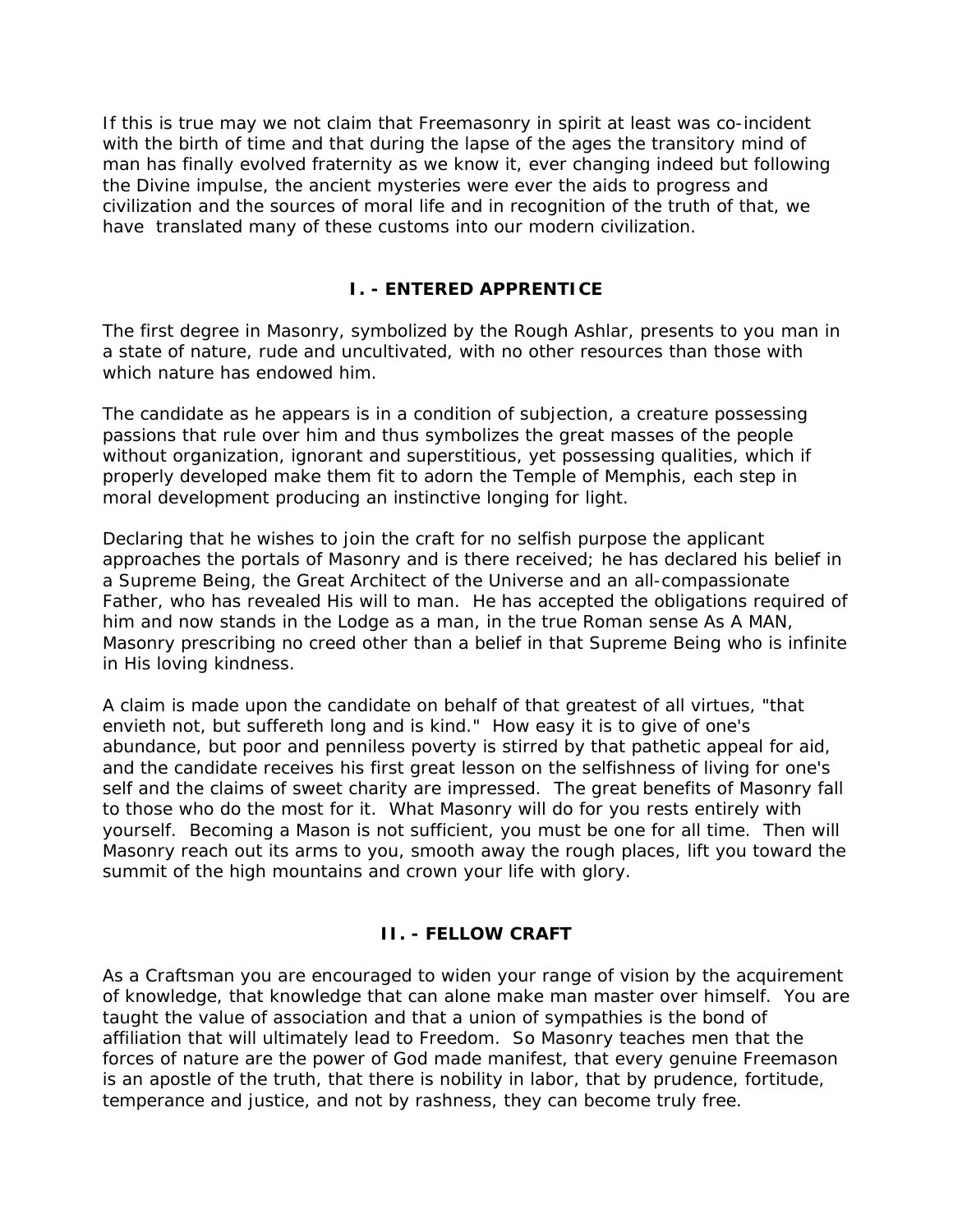If this is true may we not claim that Freemasonry in spirit at least was co-incident with the birth of time and that during the lapse of the ages the transitory mind of man has finally evolved fraternity as we know it, ever changing indeed but following the Divine impulse, the ancient mysteries were ever the aids to progress and civilization and the sources of moral life and in recognition of the truth of that, we have translated many of these customs into our modern civilization.

## I. - ENTERED APPRENTICE

The first degree in Masonry, symbolized by the Rough Ashlar, presents to you man in a state of nature, rude and uncultivated, with no other resources than those with which nature has endowed him.

The candidate as he appears is in a condition of subjection, a creature possessing passions that rule over him and thus symbolizes the great masses of the people without organization, ignorant and superstitious, yet possessing qualities, which if properly developed make them fit to adorn the Temple of Memphis, each step in moral development producing an instinctive longing for light.

Declaring that he wishes to join the craft for no selfish purpose the applicant approaches the portals of Masonry and is there received; he has declared his belief in a Supreme Being, the Great Architect of the Universe and an all-compassionate Father, who has revealed His will to man. He has accepted the obligations required of him and now stands in the Lodge as a man, in the true Roman sense As A MAN, Masonry prescribing no creed other than a belief in that Supreme Being who is infinite in His loving kindness.

A claim is made upon the candidate on behalf of that greatest of all virtues, "that envieth not, but suffereth long and is kind." How easy it is to give of one's abundance, but poor and penniless poverty is stirred by that pathetic appeal for aid, and the candidate receives his first great lesson on the selfishness of living for one's self and the claims of sweet charity are impressed. The great benefits of Masonry fall to those who do the most for it. What Masonry will do for you rests entirely with yourself. Becoming a Mason is not sufficient, you must be one for all time. Then will Masonry reach out its arms to you, smooth away the rough places, lift you toward the summit of the high mountains and crown your life with glory.

## II. - FELLOW CRAFT

As a Craftsman you are encouraged to widen your range of vision by the acquirement of knowledge, that knowledge that can alone make man master over himself. You are taught the value of association and that a union of sympathies is the bond of affiliation that will ultimately lead to Freedom. So Masonry teaches men that the forces of nature are the power of God made manifest, that every genuine Freemason is an apostle of the truth, that there is nobility in labor, that by prudence, fortitude, temperance and justice, and not by rashness, they can become truly free.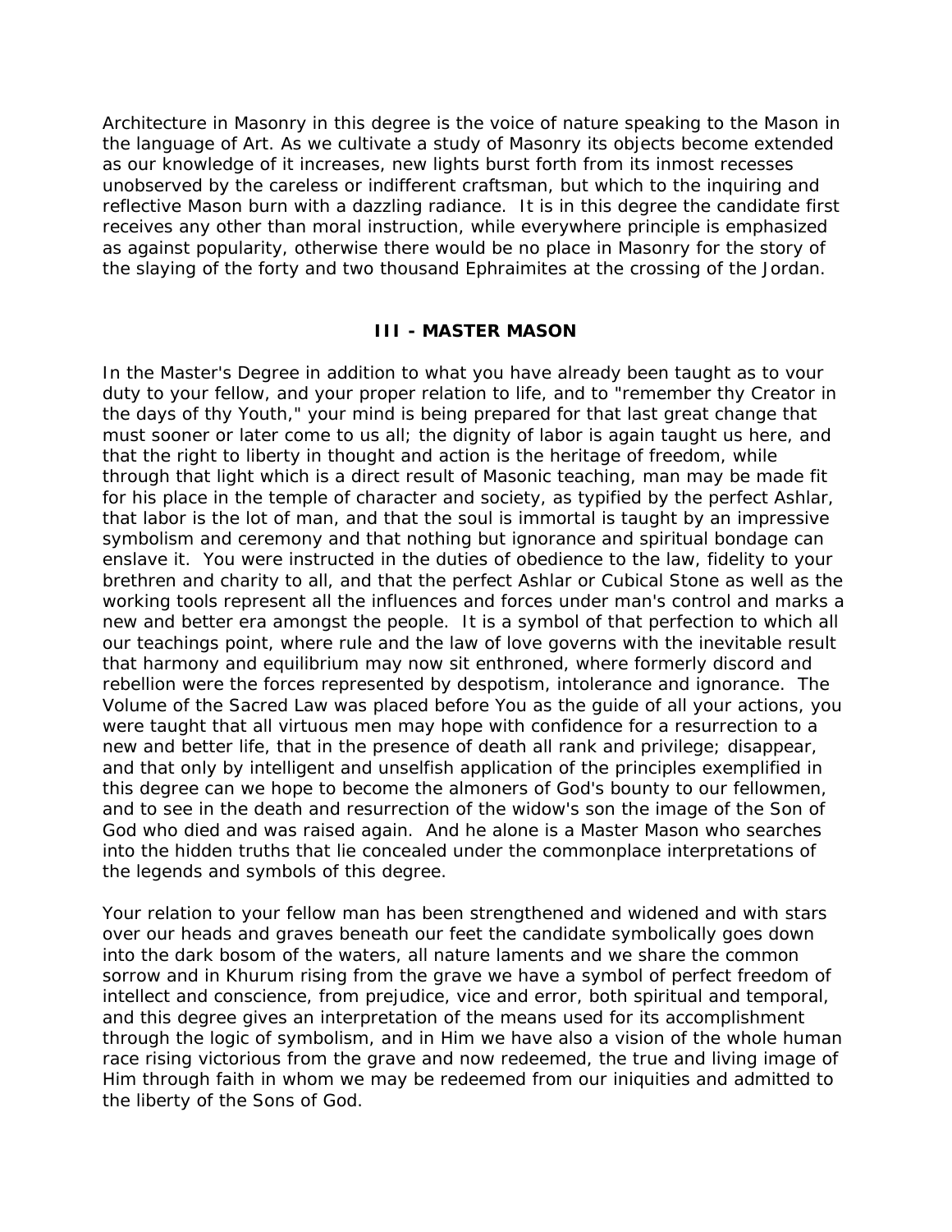Architecture in Masonry in this degree is the voice of nature speaking to the Mason in the language of Art. As we cultivate a study of Masonry its objects become extended as our knowledge of it increases, new lights burst forth from its inmost recesses unobserved by the careless or indifferent craftsman, but which to the inquiring and reflective Mason burn with a dazzling radiance. It is in this degree the candidate first receives any other than moral instruction, while everywhere principle is emphasized as against popularity, otherwise there would be no place in Masonry for the story of the slaying of the forty and two thousand Ephraimites at the crossing of the Jordan.

## III - MASTER MASON

In the Master's Degree in addition to what you have already been taught as to vour duty to your fellow, and your proper relation to life, and to "remember thy Creator in the days of thy Youth," your mind is being prepared for that last great change that must sooner or later come to us all; the dignity of labor is again taught us here, and that the right to liberty in thought and action is the heritage of freedom, while through that light which is a direct result of Masonic teaching, man may be made fit for his place in the temple of character and society, as typified by the perfect Ashlar, that labor is the lot of man, and that the soul is immortal is taught by an impressive symbolism and ceremony and that nothing but ignorance and spiritual bondage can enslave it. You were instructed in the duties of obedience to the law, fidelity to your brethren and charity to all, and that the perfect Ashlar or Cubical Stone as well as the working tools represent all the influences and forces under man's control and marks a new and better era amongst the people. It is a symbol of that perfection to which all our teachings point, where rule and the law of love governs with the inevitable result that harmony and equilibrium may now sit enthroned, where formerly discord and rebellion were the forces represented by despotism, intolerance and ignorance. The Volume of the Sacred Law was placed before You as the guide of all your actions, you were taught that all virtuous men may hope with confidence for a resurrection to a new and better life, that in the presence of death all rank and privilege; disappear, and that only by intelligent and unselfish application of the principles exemplified in this degree can we hope to become the almoners of God's bounty to our fellowmen, and to see in the death and resurrection of the widow's son the image of the Son of God who died and was raised again. And he alone is a Master Mason who searches into the hidden truths that lie concealed under the commonplace interpretations of the legends and symbols of this degree.

Your relation to your fellow man has been strengthened and widened and with stars over our heads and graves beneath our feet the candidate symbolically goes down into the dark bosom of the waters, all nature laments and we share the common sorrow and in Khurum rising from the grave we have a symbol of perfect freedom of intellect and conscience, from prejudice, vice and error, both spiritual and temporal, and this degree gives an interpretation of the means used for its accomplishment through the logic of symbolism, and in Him we have also a vision of the whole human race rising victorious from the grave and now redeemed, the true and living image of Him through faith in whom we may be redeemed from our iniquities and admitted to the liberty of the Sons of God.